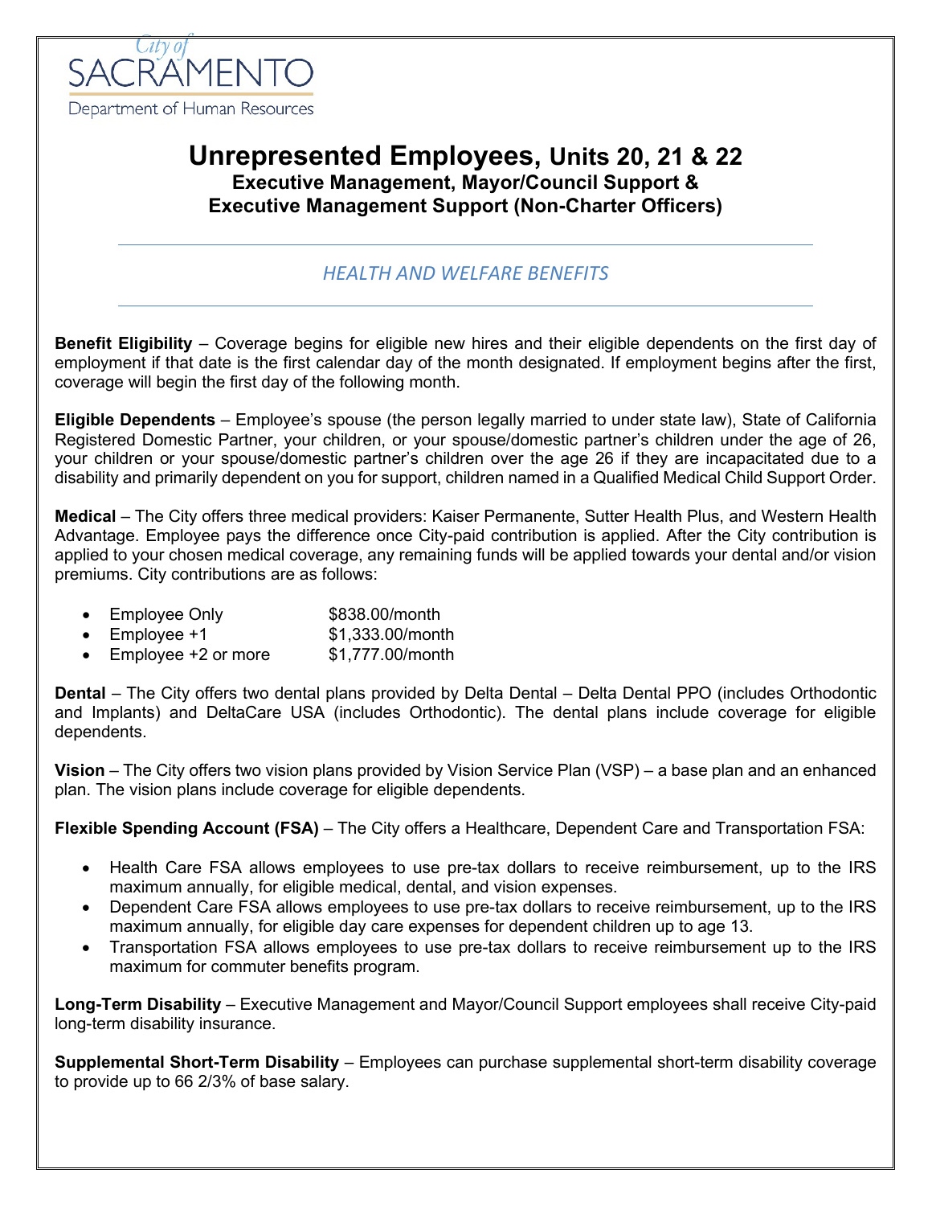City of SACRAMENTO
Department of Human Resources

# Unrepresented Employees, Units 20, 21 & 22

## Executive Management, Mayor/Council Support & Executive Management Support (Non-Charter Officers)

---

*HEALTH AND WELFARE BENEFITS*

---

**Benefit Eligibility** – Coverage begins for eligible new hires and their eligible dependents on the first day of employment if that date is the first calendar day of the month designated. If employment begins after the first, coverage will begin the first day of the following month.

**Eligible Dependents** – Employee's spouse (the person legally married to under state law), State of California Registered Domestic Partner, your children, or your spouse/domestic partner's children under the age of 26, your children or your spouse/domestic partner's children over the age 26 if they are incapacitated due to a disability and primarily dependent on you for support, children named in a Qualified Medical Child Support Order.

**Medical** – The City offers three medical providers: Kaiser Permanente, Sutter Health Plus, and Western Health Advantage. Employee pays the difference once City-paid contribution is applied. After the City contribution is applied to your chosen medical coverage, any remaining funds will be applied towards your dental and/or vision premiums. City contributions are as follows:

- Employee Only $838.00/month
- Employee +1 $1,333.00/month
- Employee +2 or more $1,777.00/month

**Dental** – The City offers two dental plans provided by Delta Dental – Delta Dental PPO (includes Orthodontic and Implants) and DeltaCare USA (includes Orthodontic). The dental plans include coverage for eligible dependents.

**Vision** – The City offers two vision plans provided by Vision Service Plan (VSP) – a base plan and an enhanced plan. The vision plans include coverage for eligible dependents.

**Flexible Spending Account (FSA)** – The City offers a Healthcare, Dependent Care and Transportation FSA:

- Health Care FSA allows employees to use pre-tax dollars to receive reimbursement, up to the IRS maximum annually, for eligible medical, dental, and vision expenses.
- Dependent Care FSA allows employees to use pre-tax dollars to receive reimbursement, up to the IRS maximum annually, for eligible day care expenses for dependent children up to age 13.
- Transportation FSA allows employees to use pre-tax dollars to receive reimbursement up to the IRS maximum for commuter benefits program.

**Long-Term Disability** – Executive Management and Mayor/Council Support employees shall receive City-paid long-term disability insurance.

**Supplemental Short-Term Disability** – Employees can purchase supplemental short-term disability coverage to provide up to 66 2/3% of base salary.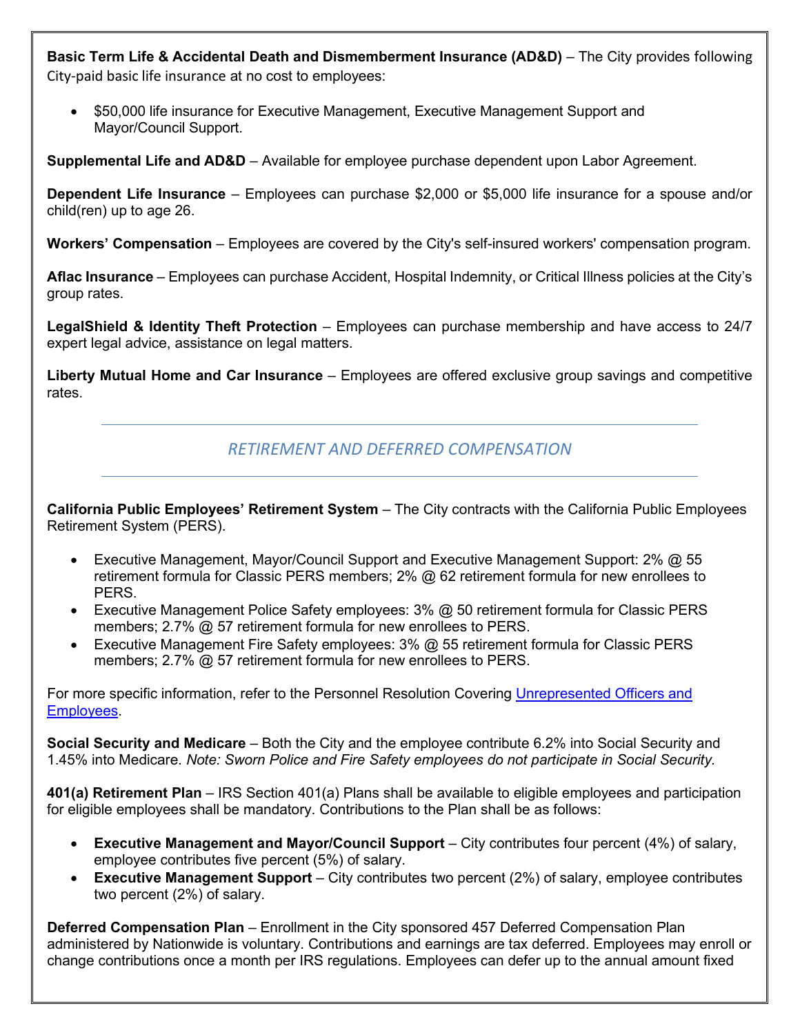**Basic Term Life & Accidental Death and Dismemberment Insurance (AD&D)** – The City provides following City-paid basic life insurance at no cost to employees:

- $50,000 life insurance for Executive Management, Executive Management Support and Mayor/Council Support.

**Supplemental Life and AD&D** – Available for employee purchase dependent upon Labor Agreement.

**Dependent Life Insurance** – Employees can purchase $2,000 or $5,000 life insurance for a spouse and/or child(ren) up to age 26.

**Workers' Compensation** – Employees are covered by the City's self-insured workers' compensation program.

**Aflac Insurance** – Employees can purchase Accident, Hospital Indemnity, or Critical Illness policies at the City's group rates.

**LegalShield & Identity Theft Protection** – Employees can purchase membership and have access to 24/7 expert legal advice, assistance on legal matters.

**Liberty Mutual Home and Car Insurance** – Employees are offered exclusive group savings and competitive rates.

## *RETIREMENT AND DEFERRED COMPENSATION*

**California Public Employees' Retirement System** – The City contracts with the California Public Employees Retirement System (PERS).

- Executive Management, Mayor/Council Support and Executive Management Support: 2% @ 55 retirement formula for Classic PERS members; 2% @ 62 retirement formula for new enrollees to PERS.
- Executive Management Police Safety employees: 3% @ 50 retirement formula for Classic PERS members; 2.7% @ 57 retirement formula for new enrollees to PERS.
- Executive Management Fire Safety employees: 3% @ 55 retirement formula for Classic PERS members; 2.7% @ 57 retirement formula for new enrollees to PERS.

For more specific information, refer to the Personnel Resolution Covering [Unrepresented Officers and Employees].

**Social Security and Medicare** – Both the City and the employee contribute 6.2% into Social Security and 1.45% into Medicare. *Note: Sworn Police and Fire Safety employees do not participate in Social Security.*

**401(a) Retirement Plan** – IRS Section 401(a) Plans shall be available to eligible employees and participation for eligible employees shall be mandatory. Contributions to the Plan shall be as follows:

- **Executive Management and Mayor/Council Support** – City contributes four percent (4%) of salary, employee contributes five percent (5%) of salary.
- **Executive Management Support** – City contributes two percent (2%) of salary, employee contributes two percent (2%) of salary.

**Deferred Compensation Plan** – Enrollment in the City sponsored 457 Deferred Compensation Plan administered by Nationwide is voluntary. Contributions and earnings are tax deferred. Employees may enroll or change contributions once a month per IRS regulations. Employees can defer up to the annual amount fixed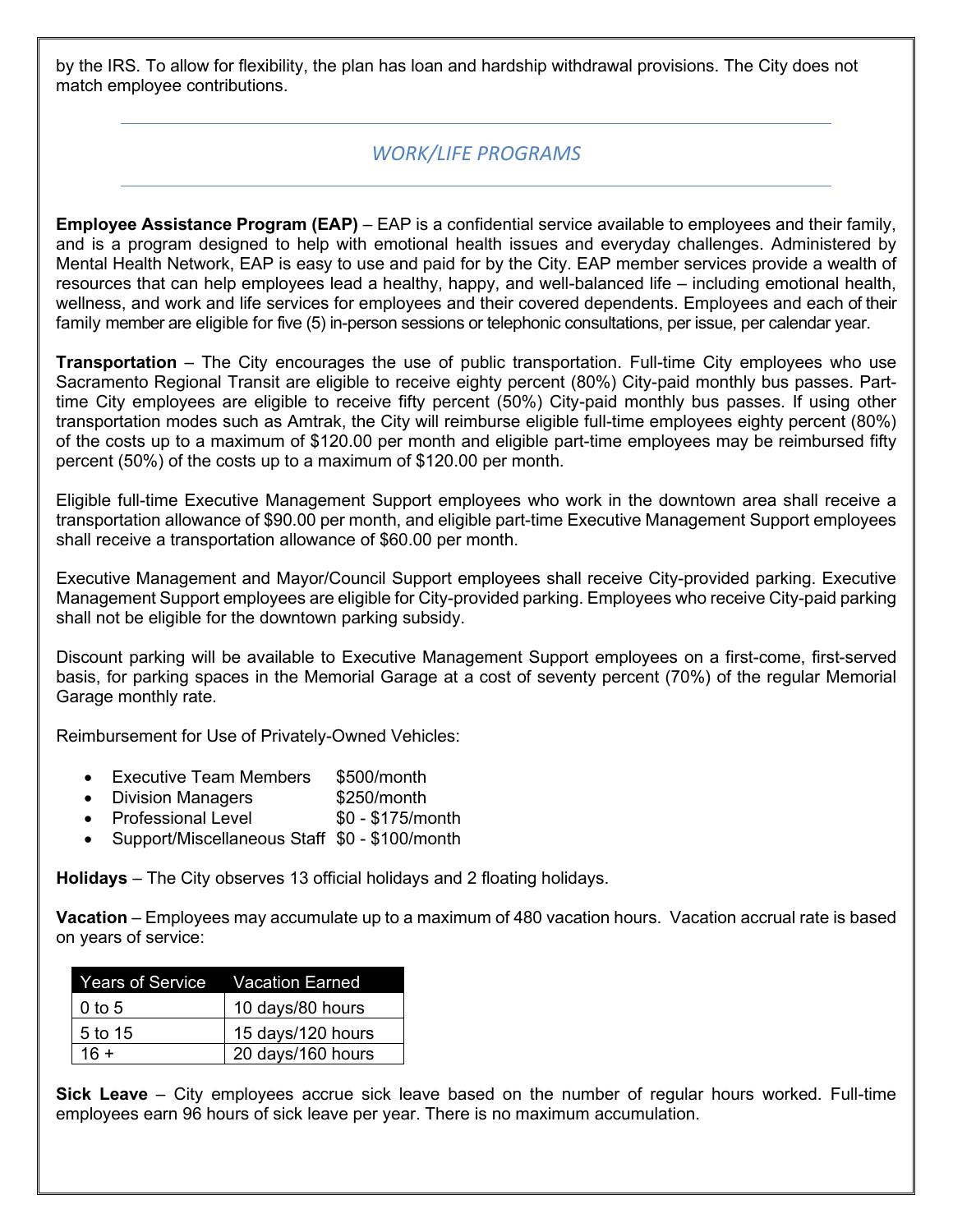by the IRS. To allow for flexibility, the plan has loan and hardship withdrawal provisions. The City does not match employee contributions.

## *WORK/LIFE PROGRAMS*

**Employee Assistance Program (EAP)** – EAP is a confidential service available to employees and their family, and is a program designed to help with emotional health issues and everyday challenges. Administered by Mental Health Network, EAP is easy to use and paid for by the City. EAP member services provide a wealth of resources that can help employees lead a healthy, happy, and well-balanced life – including emotional health, wellness, and work and life services for employees and their covered dependents. Employees and each of their family member are eligible for five (5) in-person sessions or telephonic consultations, per issue, per calendar year.

**Transportation** – The City encourages the use of public transportation. Full-time City employees who use Sacramento Regional Transit are eligible to receive eighty percent (80%) City-paid monthly bus passes. Part-time City employees are eligible to receive fifty percent (50%) City-paid monthly bus passes. If using other transportation modes such as Amtrak, the City will reimburse eligible full-time employees eighty percent (80%) of the costs up to a maximum of $120.00 per month and eligible part-time employees may be reimbursed fifty percent (50%) of the costs up to a maximum of $120.00 per month.

Eligible full-time Executive Management Support employees who work in the downtown area shall receive a transportation allowance of $90.00 per month, and eligible part-time Executive Management Support employees shall receive a transportation allowance of $60.00 per month.

Executive Management and Mayor/Council Support employees shall receive City-provided parking. Executive Management Support employees are eligible for City-provided parking. Employees who receive City-paid parking shall not be eligible for the downtown parking subsidy.

Discount parking will be available to Executive Management Support employees on a first-come, first-served basis, for parking spaces in the Memorial Garage at a cost of seventy percent (70%) of the regular Memorial Garage monthly rate.

Reimbursement for Use of Privately-Owned Vehicles:

- Executive Team Members $500/month
- Division Managers $250/month
- Professional Level $0 - $175/month
- Support/Miscellaneous Staff $0 - $100/month

**Holidays** – The City observes 13 official holidays and 2 floating holidays.

**Vacation** – Employees may accumulate up to a maximum of 480 vacation hours. Vacation accrual rate is based on years of service:

| Years of Service | Vacation Earned |
|---|---|
| 0 to 5 | 10 days/80 hours |
| 5 to 15 | 15 days/120 hours |
| 16 + | 20 days/160 hours |

**Sick Leave** – City employees accrue sick leave based on the number of regular hours worked. Full-time employees earn 96 hours of sick leave per year. There is no maximum accumulation.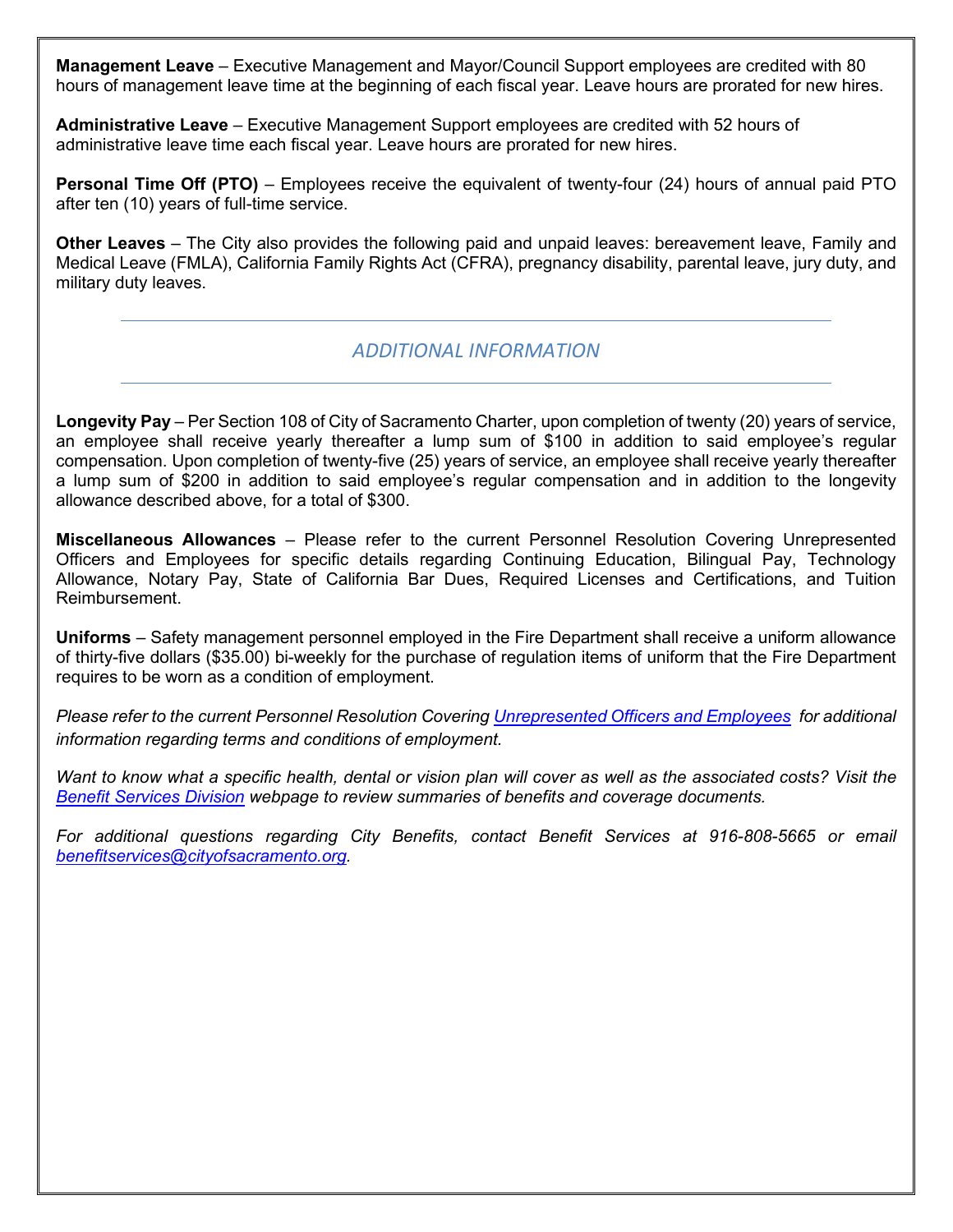**Management Leave** – Executive Management and Mayor/Council Support employees are credited with 80 hours of management leave time at the beginning of each fiscal year. Leave hours are prorated for new hires.

**Administrative Leave** – Executive Management Support employees are credited with 52 hours of administrative leave time each fiscal year. Leave hours are prorated for new hires.

**Personal Time Off (PTO)** – Employees receive the equivalent of twenty-four (24) hours of annual paid PTO after ten (10) years of full-time service.

**Other Leaves** – The City also provides the following paid and unpaid leaves: bereavement leave, Family and Medical Leave (FMLA), California Family Rights Act (CFRA), pregnancy disability, parental leave, jury duty, and military duty leaves.

## *ADDITIONAL INFORMATION*

**Longevity Pay** – Per Section 108 of City of Sacramento Charter, upon completion of twenty (20) years of service, an employee shall receive yearly thereafter a lump sum of $100 in addition to said employee's regular compensation. Upon completion of twenty-five (25) years of service, an employee shall receive yearly thereafter a lump sum of $200 in addition to said employee's regular compensation and in addition to the longevity allowance described above, for a total of $300.

**Miscellaneous Allowances** – Please refer to the current Personnel Resolution Covering Unrepresented Officers and Employees for specific details regarding Continuing Education, Bilingual Pay, Technology Allowance, Notary Pay, State of California Bar Dues, Required Licenses and Certifications, and Tuition Reimbursement.

**Uniforms** – Safety management personnel employed in the Fire Department shall receive a uniform allowance of thirty-five dollars ($35.00) bi-weekly for the purchase of regulation items of uniform that the Fire Department requires to be worn as a condition of employment.

*Please refer to the current Personnel Resolution Covering Unrepresented Officers and Employees for additional information regarding terms and conditions of employment.*

*Want to know what a specific health, dental or vision plan will cover as well as the associated costs? Visit the Benefit Services Division webpage to review summaries of benefits and coverage documents.*

*For additional questions regarding City Benefits, contact Benefit Services at 916-808-5665 or email benefitservices@cityofsacramento.org.*